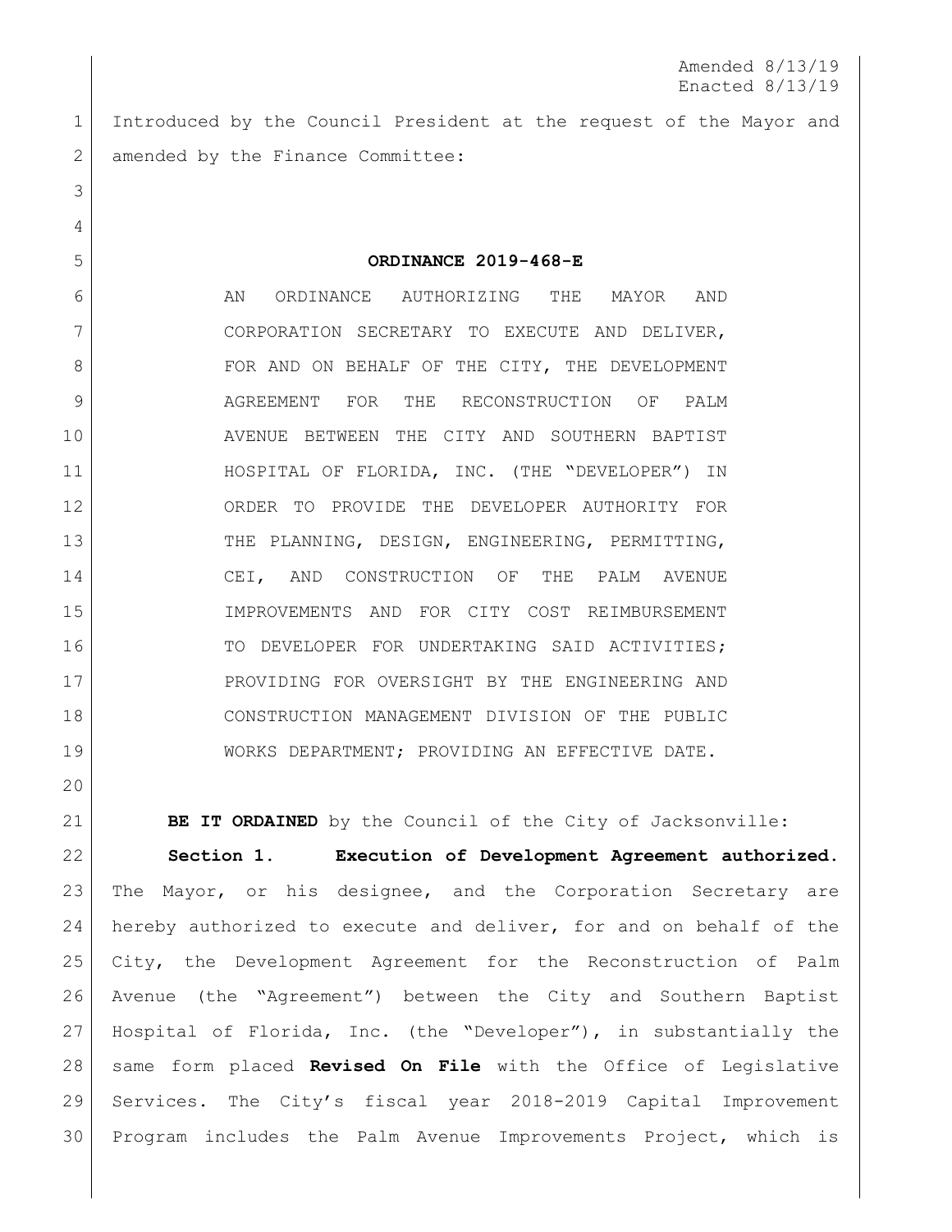Amended 8/13/19
Enacted 8/13/19

Introduced by the Council President at the request of the Mayor and amended by the Finance Committee:

**ORDINANCE 2019-468-E**

AN ORDINANCE AUTHORIZING THE MAYOR AND CORPORATION SECRETARY TO EXECUTE AND DELIVER, FOR AND ON BEHALF OF THE CITY, THE DEVELOPMENT AGREEMENT FOR THE RECONSTRUCTION OF PALM AVENUE BETWEEN THE CITY AND SOUTHERN BAPTIST HOSPITAL OF FLORIDA, INC. (THE "DEVELOPER") IN ORDER TO PROVIDE THE DEVELOPER AUTHORITY FOR THE PLANNING, DESIGN, ENGINEERING, PERMITTING, CEI, AND CONSTRUCTION OF THE PALM AVENUE IMPROVEMENTS AND FOR CITY COST REIMBURSEMENT TO DEVELOPER FOR UNDERTAKING SAID ACTIVITIES; PROVIDING FOR OVERSIGHT BY THE ENGINEERING AND CONSTRUCTION MANAGEMENT DIVISION OF THE PUBLIC WORKS DEPARTMENT; PROVIDING AN EFFECTIVE DATE.

**BE IT ORDAINED** by the Council of the City of Jacksonville:

**Section 1. Execution of Development Agreement authorized.** The Mayor, or his designee, and the Corporation Secretary are hereby authorized to execute and deliver, for and on behalf of the City, the Development Agreement for the Reconstruction of Palm Avenue (the "Agreement") between the City and Southern Baptist Hospital of Florida, Inc. (the "Developer"), in substantially the same form placed **Revised On File** with the Office of Legislative Services. The City's fiscal year 2018-2019 Capital Improvement Program includes the Palm Avenue Improvements Project, which is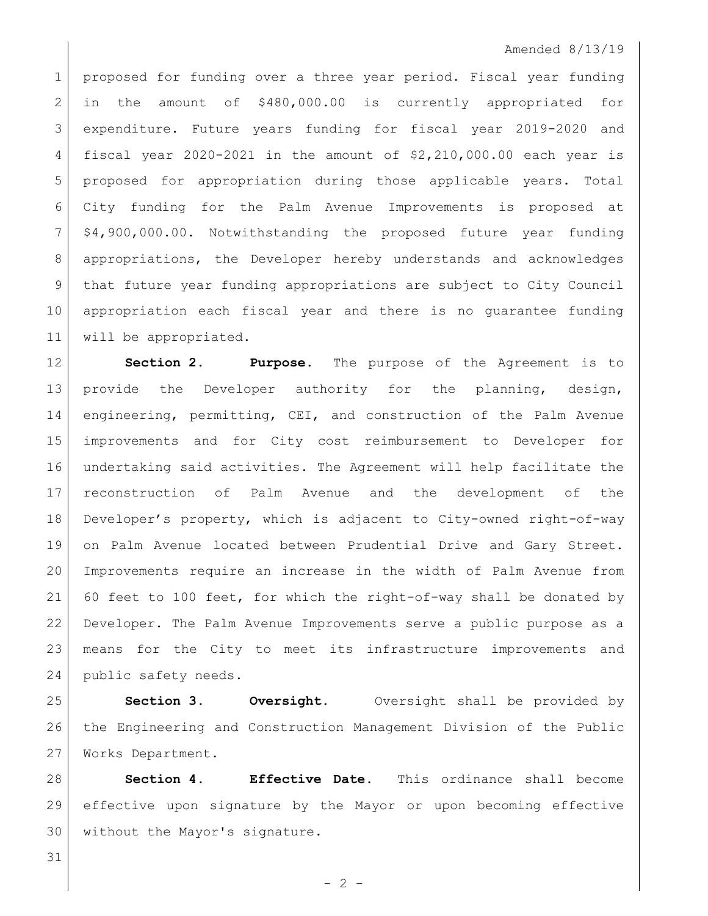Amended 8/13/19

proposed for funding over a three year period. Fiscal year funding in the amount of $480,000.00 is currently appropriated for expenditure. Future years funding for fiscal year 2019-2020 and fiscal year 2020-2021 in the amount of $2,210,000.00 each year is proposed for appropriation during those applicable years. Total City funding for the Palm Avenue Improvements is proposed at $4,900,000.00. Notwithstanding the proposed future year funding appropriations, the Developer hereby understands and acknowledges that future year funding appropriations are subject to City Council appropriation each fiscal year and there is no guarantee funding will be appropriated.

**Section 2. Purpose.** The purpose of the Agreement is to provide the Developer authority for the planning, design, engineering, permitting, CEI, and construction of the Palm Avenue improvements and for City cost reimbursement to Developer for undertaking said activities. The Agreement will help facilitate the reconstruction of Palm Avenue and the development of the Developer's property, which is adjacent to City-owned right-of-way on Palm Avenue located between Prudential Drive and Gary Street. Improvements require an increase in the width of Palm Avenue from 60 feet to 100 feet, for which the right-of-way shall be donated by Developer. The Palm Avenue Improvements serve a public purpose as a means for the City to meet its infrastructure improvements and public safety needs.

**Section 3. Oversight.** Oversight shall be provided by the Engineering and Construction Management Division of the Public Works Department.

**Section 4. Effective Date.** This ordinance shall become effective upon signature by the Mayor or upon becoming effective without the Mayor's signature.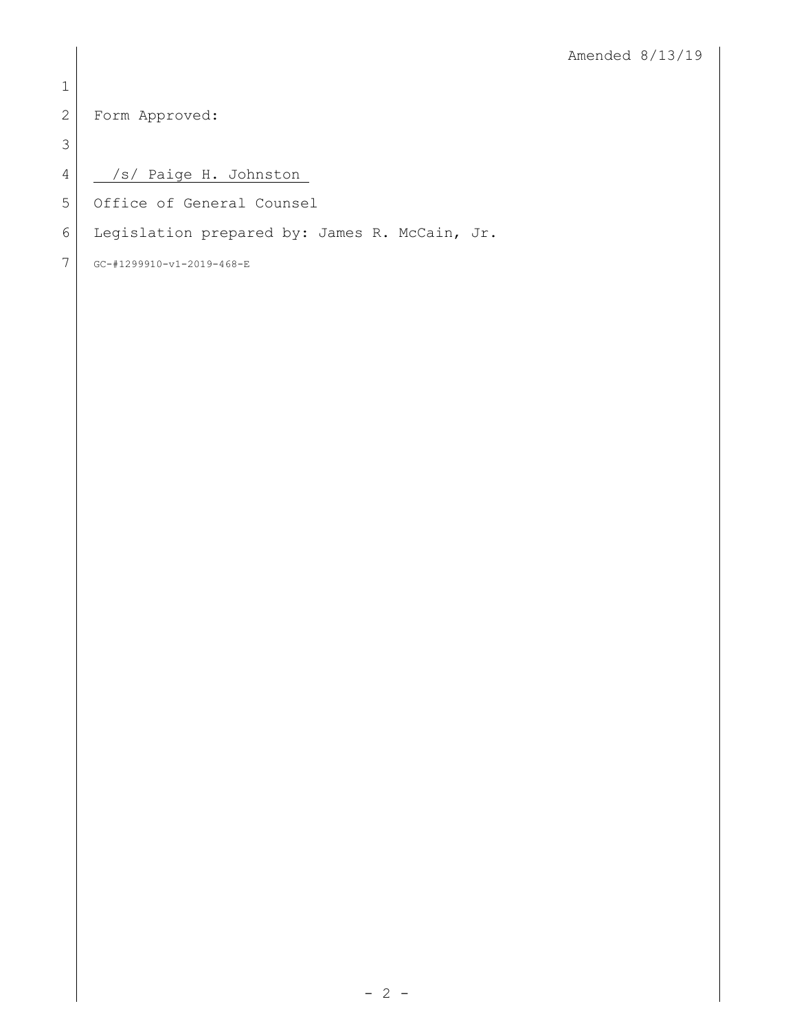Amended 8/13/19

Form Approved:

/s/ Paige H. Johnston

Office of General Counsel

Legislation prepared by: James R. McCain, Jr.

GC-#1299910-v1-2019-468-E